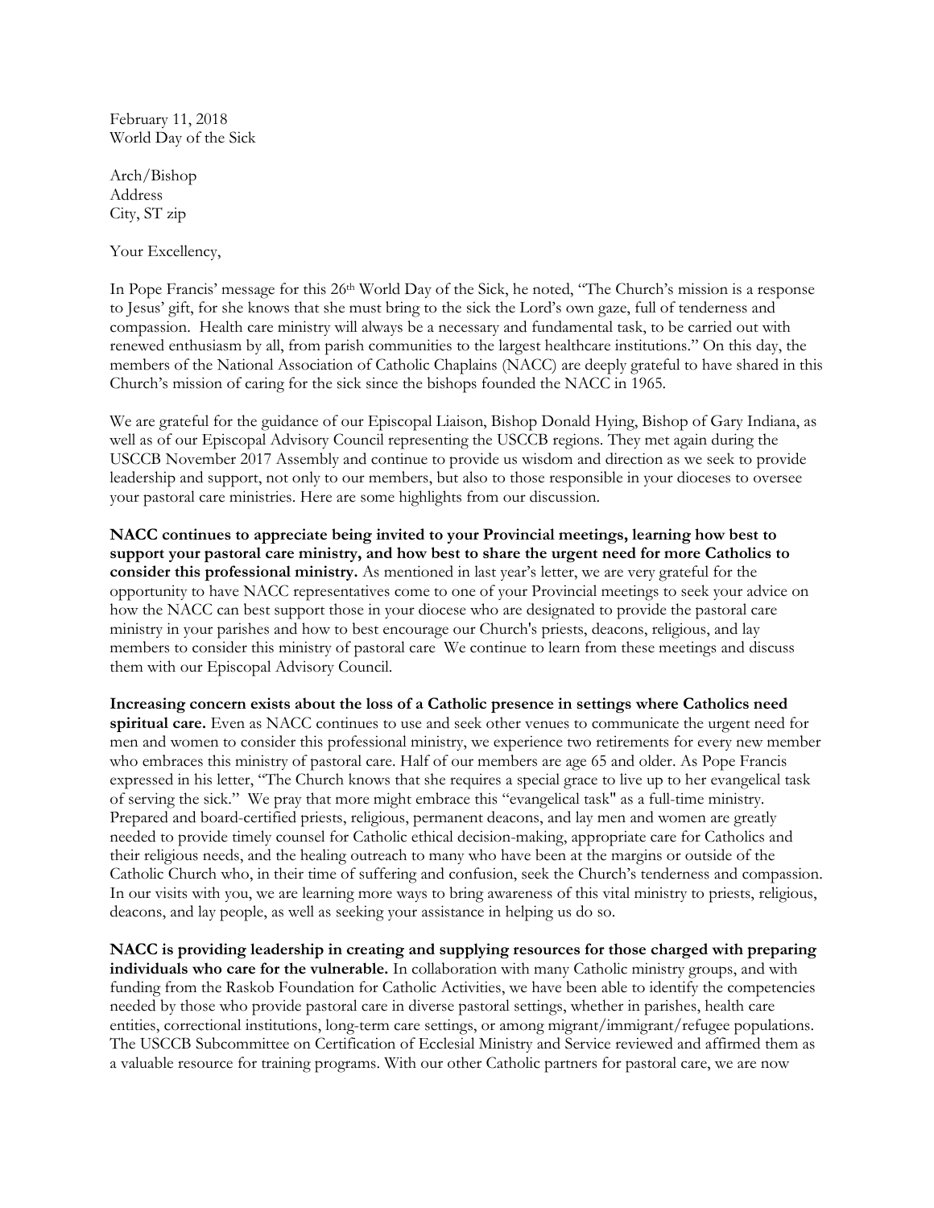February 11, 2018
World Day of the Sick

Arch/Bishop
Address
City, ST zip

Your Excellency,

In Pope Francis' message for this 26th World Day of the Sick, he noted, "The Church's mission is a response to Jesus' gift, for she knows that she must bring to the sick the Lord's own gaze, full of tenderness and compassion. Health care ministry will always be a necessary and fundamental task, to be carried out with renewed enthusiasm by all, from parish communities to the largest healthcare institutions." On this day, the members of the National Association of Catholic Chaplains (NACC) are deeply grateful to have shared in this Church's mission of caring for the sick since the bishops founded the NACC in 1965.

We are grateful for the guidance of our Episcopal Liaison, Bishop Donald Hying, Bishop of Gary Indiana, as well as of our Episcopal Advisory Council representing the USCCB regions. They met again during the USCCB November 2017 Assembly and continue to provide us wisdom and direction as we seek to provide leadership and support, not only to our members, but also to those responsible in your dioceses to oversee your pastoral care ministries. Here are some highlights from our discussion.

**NACC continues to appreciate being invited to your Provincial meetings, learning how best to support your pastoral care ministry, and how best to share the urgent need for more Catholics to consider this professional ministry.** As mentioned in last year's letter, we are very grateful for the opportunity to have NACC representatives come to one of your Provincial meetings to seek your advice on how the NACC can best support those in your diocese who are designated to provide the pastoral care ministry in your parishes and how to best encourage our Church's priests, deacons, religious, and lay members to consider this ministry of pastoral care We continue to learn from these meetings and discuss them with our Episcopal Advisory Council.

**Increasing concern exists about the loss of a Catholic presence in settings where Catholics need spiritual care.** Even as NACC continues to use and seek other venues to communicate the urgent need for men and women to consider this professional ministry, we experience two retirements for every new member who embraces this ministry of pastoral care. Half of our members are age 65 and older. As Pope Francis expressed in his letter, "The Church knows that she requires a special grace to live up to her evangelical task of serving the sick." We pray that more might embrace this "evangelical task" as a full-time ministry. Prepared and board-certified priests, religious, permanent deacons, and lay men and women are greatly needed to provide timely counsel for Catholic ethical decision-making, appropriate care for Catholics and their religious needs, and the healing outreach to many who have been at the margins or outside of the Catholic Church who, in their time of suffering and confusion, seek the Church's tenderness and compassion. In our visits with you, we are learning more ways to bring awareness of this vital ministry to priests, religious, deacons, and lay people, as well as seeking your assistance in helping us do so.

**NACC is providing leadership in creating and supplying resources for those charged with preparing individuals who care for the vulnerable.** In collaboration with many Catholic ministry groups, and with funding from the Raskob Foundation for Catholic Activities, we have been able to identify the competencies needed by those who provide pastoral care in diverse pastoral settings, whether in parishes, health care entities, correctional institutions, long-term care settings, or among migrant/immigrant/refugee populations. The USCCB Subcommittee on Certification of Ecclesial Ministry and Service reviewed and affirmed them as a valuable resource for training programs. With our other Catholic partners for pastoral care, we are now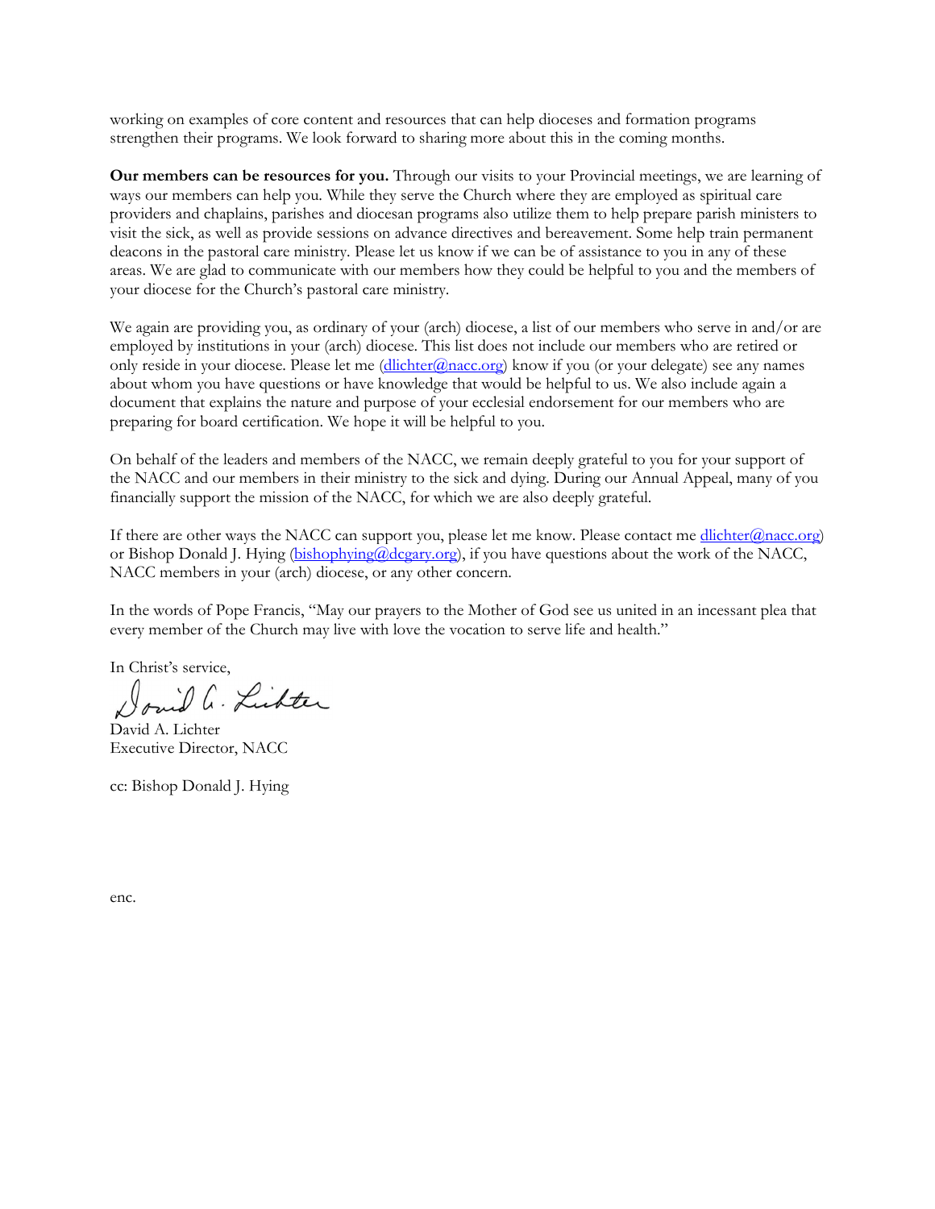working on examples of core content and resources that can help dioceses and formation programs strengthen their programs. We look forward to sharing more about this in the coming months.

**Our members can be resources for you.** Through our visits to your Provincial meetings, we are learning of ways our members can help you. While they serve the Church where they are employed as spiritual care providers and chaplains, parishes and diocesan programs also utilize them to help prepare parish ministers to visit the sick, as well as provide sessions on advance directives and bereavement. Some help train permanent deacons in the pastoral care ministry. Please let us know if we can be of assistance to you in any of these areas. We are glad to communicate with our members how they could be helpful to you and the members of your diocese for the Church's pastoral care ministry.

We again are providing you, as ordinary of your (arch) diocese, a list of our members who serve in and/or are employed by institutions in your (arch) diocese. This list does not include our members who are retired or only reside in your diocese. Please let me (dlichter@nacc.org) know if you (or your delegate) see any names about whom you have questions or have knowledge that would be helpful to us. We also include again a document that explains the nature and purpose of your ecclesial endorsement for our members who are preparing for board certification. We hope it will be helpful to you.

On behalf of the leaders and members of the NACC, we remain deeply grateful to you for your support of the NACC and our members in their ministry to the sick and dying. During our Annual Appeal, many of you financially support the mission of the NACC, for which we are also deeply grateful.

If there are other ways the NACC can support you, please let me know. Please contact me (dlichter@nacc.org) or Bishop Donald J. Hying (bishophying@dcgary.org), if you have questions about the work of the NACC, NACC members in your (arch) diocese, or any other concern.

In the words of Pope Francis, "May our prayers to the Mother of God see us united in an incessant plea that every member of the Church may live with love the vocation to serve life and health."

In Christ's service,

David A. Lichter
Executive Director, NACC

cc: Bishop Donald J. Hying

enc.